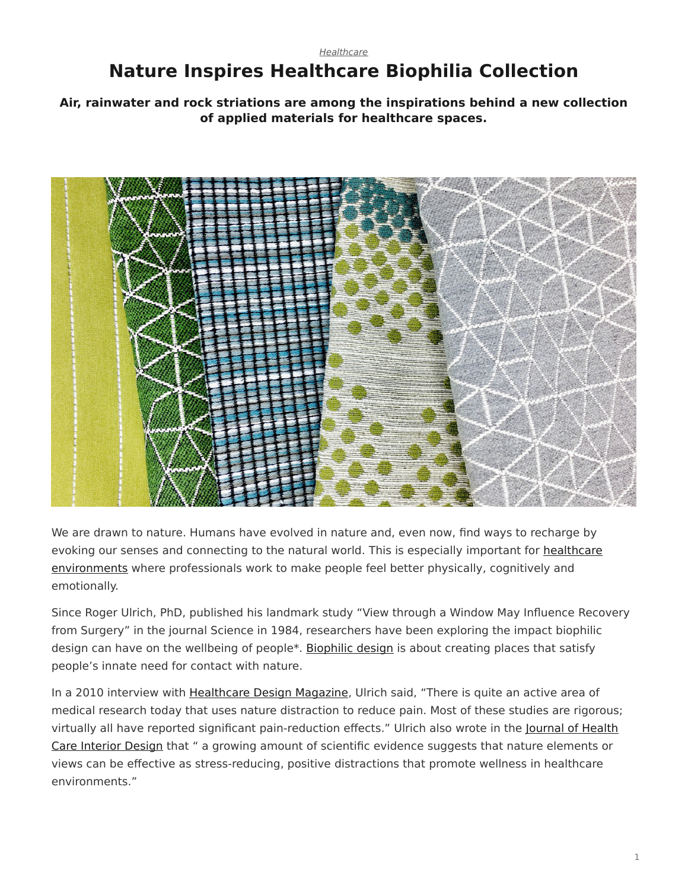*Healthcare*

# Nature Inspires Healthcare Biophilia Collection

**Air, rainwater and rock striations are among the inspirations behind a new collection of applied materials for healthcare spaces.**

We are drawn to nature. Humans have evolved in nature and, even now, find ways to recharge by evoking our senses and connecting to the natural world. This is especially important for healthcare environments where professionals work to make people feel better physically, cognitively and emotionally.

Since Roger Ulrich, PhD, published his landmark study "View through a Window May Influence Recovery from Surgery" in the journal Science in 1984, researchers have been exploring the impact biophilic design can have on the wellbeing of people*. Biophilic design is about creating places that satisfy people's innate need for contact with nature.

In a 2010 interview with Healthcare Design Magazine, Ulrich said, "There is quite an active area of medical research today that uses nature distraction to reduce pain. Most of these studies are rigorous; virtually all have reported significant pain-reduction effects." Ulrich also wrote in the Journal of Health Care Interior Design that " a growing amount of scientific evidence suggests that nature elements or views can be effective as stress-reducing, positive distractions that promote wellness in healthcare environments."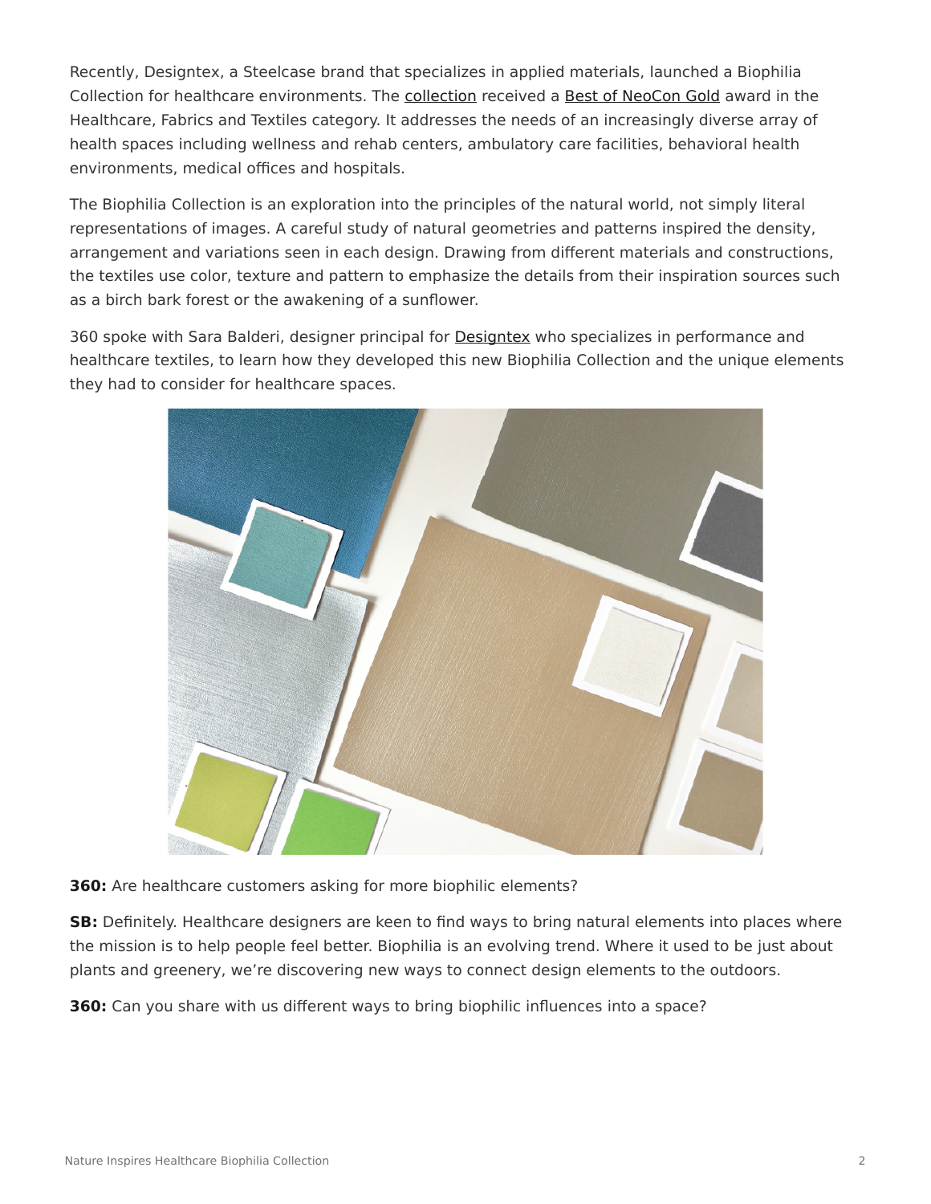Recently, Designtex, a Steelcase brand that specializes in applied materials, launched a Biophilia Collection for healthcare environments. The collection received a Best of NeoCon Gold award in the Healthcare, Fabrics and Textiles category. It addresses the needs of an increasingly diverse array of health spaces including wellness and rehab centers, ambulatory care facilities, behavioral health environments, medical offices and hospitals.

The Biophilia Collection is an exploration into the principles of the natural world, not simply literal representations of images. A careful study of natural geometries and patterns inspired the density, arrangement and variations seen in each design. Drawing from different materials and constructions, the textiles use color, texture and pattern to emphasize the details from their inspiration sources such as a birch bark forest or the awakening of a sunflower.

360 spoke with Sara Balderi, designer principal for Designtex who specializes in performance and healthcare textiles, to learn how they developed this new Biophilia Collection and the unique elements they had to consider for healthcare spaces.

**360:** Are healthcare customers asking for more biophilic elements?

**SB:** Definitely. Healthcare designers are keen to find ways to bring natural elements into places where the mission is to help people feel better. Biophilia is an evolving trend. Where it used to be just about plants and greenery, we're discovering new ways to connect design elements to the outdoors.

**360:** Can you share with us different ways to bring biophilic influences into a space?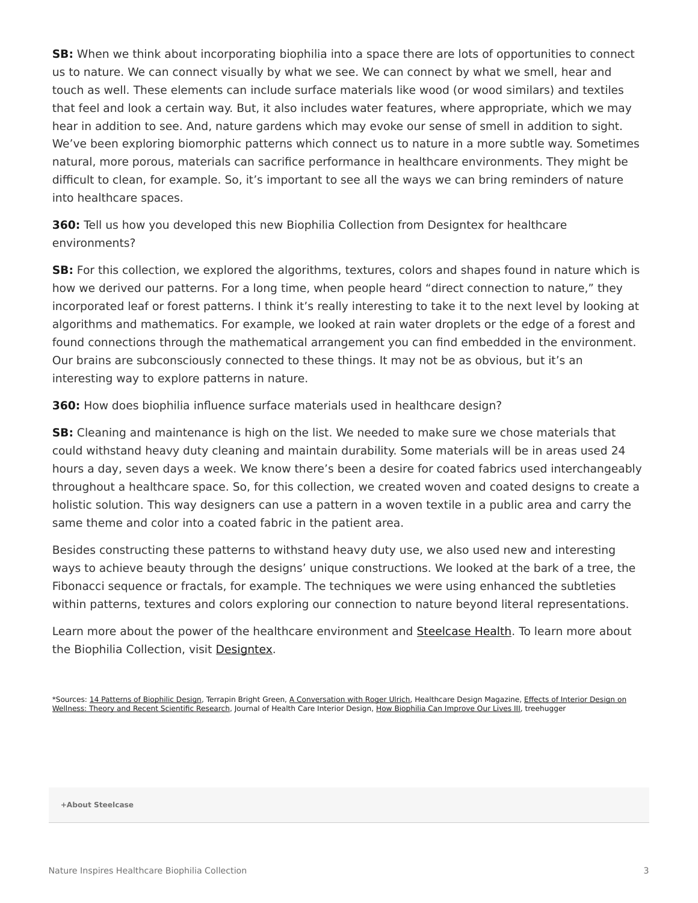**SB:** When we think about incorporating biophilia into a space there are lots of opportunities to connect us to nature. We can connect visually by what we see. We can connect by what we smell, hear and touch as well. These elements can include surface materials like wood (or wood similars) and textiles that feel and look a certain way. But, it also includes water features, where appropriate, which we may hear in addition to see. And, nature gardens which may evoke our sense of smell in addition to sight. We've been exploring biomorphic patterns which connect us to nature in a more subtle way. Sometimes natural, more porous, materials can sacrifice performance in healthcare environments. They might be difficult to clean, for example. So, it's important to see all the ways we can bring reminders of nature into healthcare spaces.

**360:** Tell us how you developed this new Biophilia Collection from Designtex for healthcare environments?

**SB:** For this collection, we explored the algorithms, textures, colors and shapes found in nature which is how we derived our patterns. For a long time, when people heard "direct connection to nature," they incorporated leaf or forest patterns. I think it's really interesting to take it to the next level by looking at algorithms and mathematics. For example, we looked at rain water droplets or the edge of a forest and found connections through the mathematical arrangement you can find embedded in the environment. Our brains are subconsciously connected to these things. It may not be as obvious, but it's an interesting way to explore patterns in nature.

**360:** How does biophilia influence surface materials used in healthcare design?

**SB:** Cleaning and maintenance is high on the list. We needed to make sure we chose materials that could withstand heavy duty cleaning and maintain durability. Some materials will be in areas used 24 hours a day, seven days a week. We know there's been a desire for coated fabrics used interchangeably throughout a healthcare space. So, for this collection, we created woven and coated designs to create a holistic solution. This way designers can use a pattern in a woven textile in a public area and carry the same theme and color into a coated fabric in the patient area.

Besides constructing these patterns to withstand heavy duty use, we also used new and interesting ways to achieve beauty through the designs' unique constructions. We looked at the bark of a tree, the Fibonacci sequence or fractals, for example. The techniques we were using enhanced the subtleties within patterns, textures and colors exploring our connection to nature beyond literal representations.

Learn more about the power of the healthcare environment and Steelcase Health. To learn more about the Biophilia Collection, visit Designtex.

*Sources: 14 Patterns of Biophilic Design, Terrapin Bright Green, A Conversation with Roger Ulrich, Healthcare Design Magazine, Effects of Interior Design on Wellness: Theory and Recent Scientific Research, Journal of Health Care Interior Design, How Biophilia Can Improve Our Lives III, treehugger

**+About Steelcase**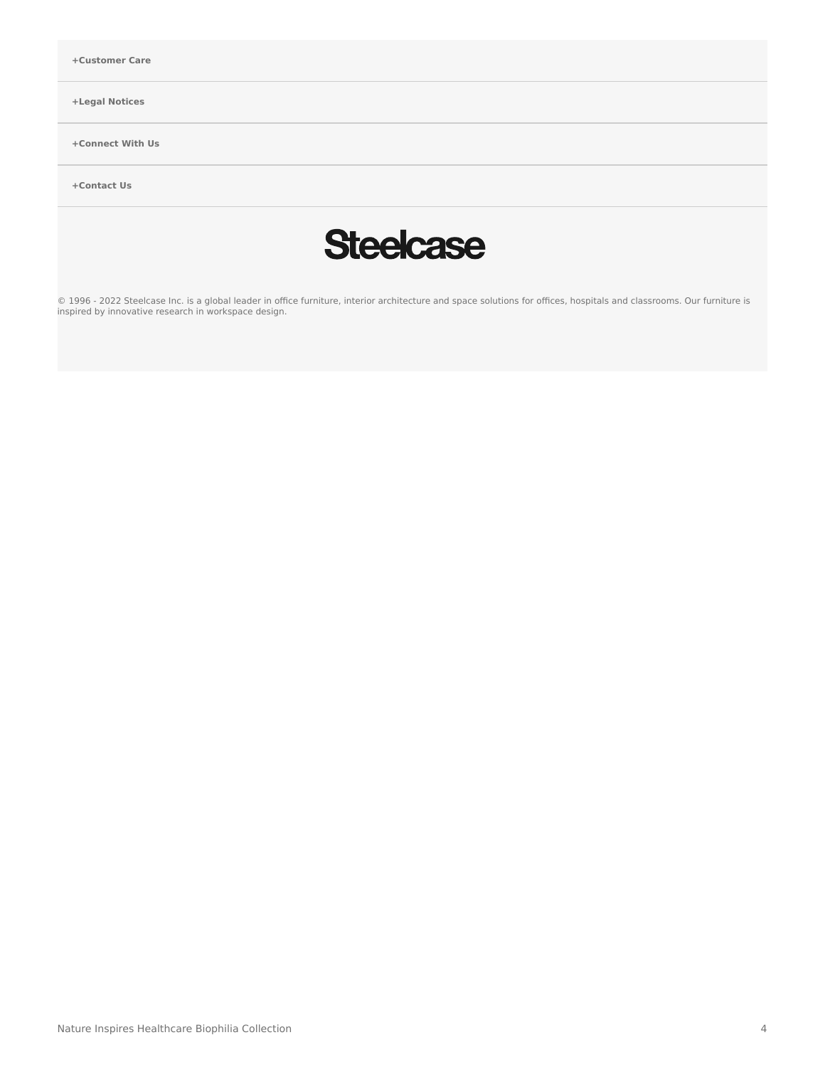**+Customer Care**

**+Legal Notices**

**+Connect With Us**

**+Contact Us**

Steelcase

© 1996 - 2022 Steelcase Inc. is a global leader in office furniture, interior architecture and space solutions for offices, hospitals and classrooms. Our furniture is inspired by innovative research in workspace design.